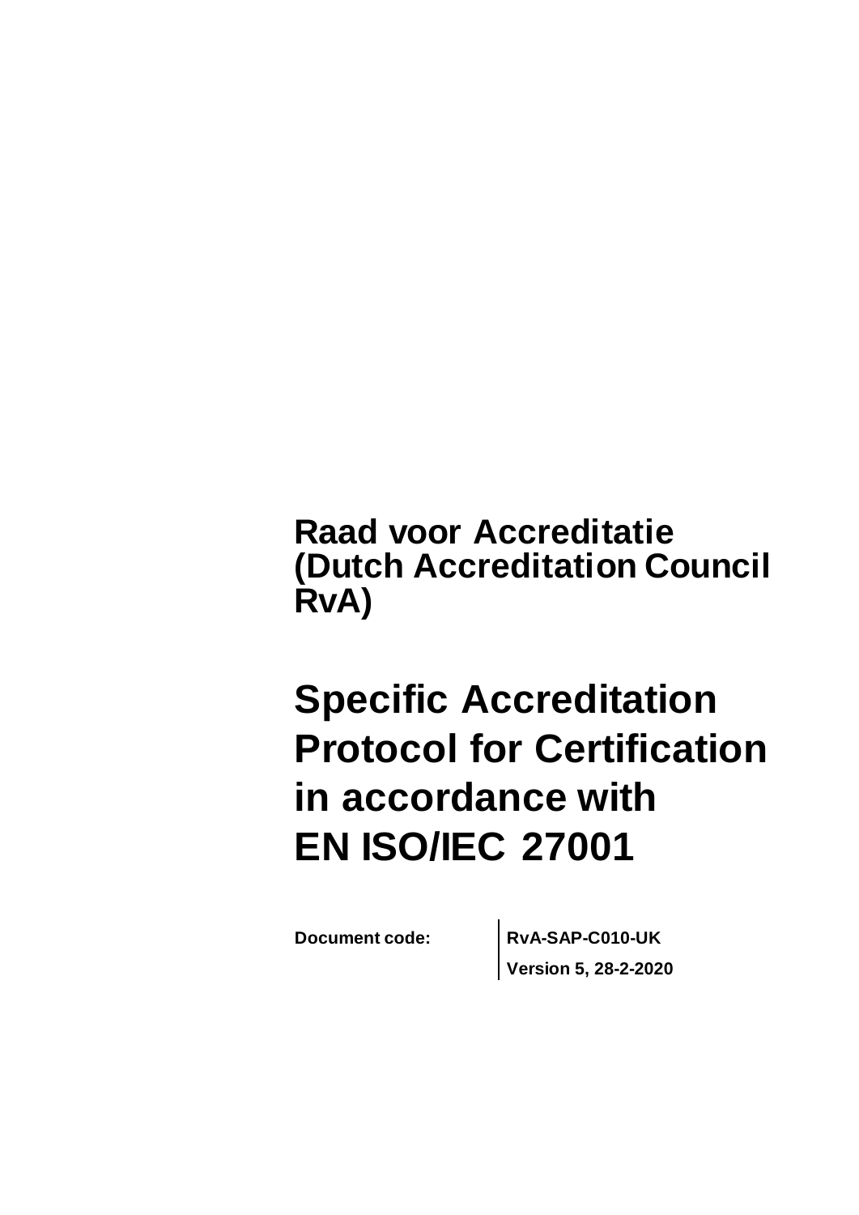**Raad voor Accreditatie (Dutch Accreditation Council RvA)**

# Specific Accreditation Protocol for Certification in accordance with EN ISO/IEC 27001

| **Document code:** | **RvA-SAP-C010-UK** |
| --- | --- |
| | **Version 5, 28-2-2020** |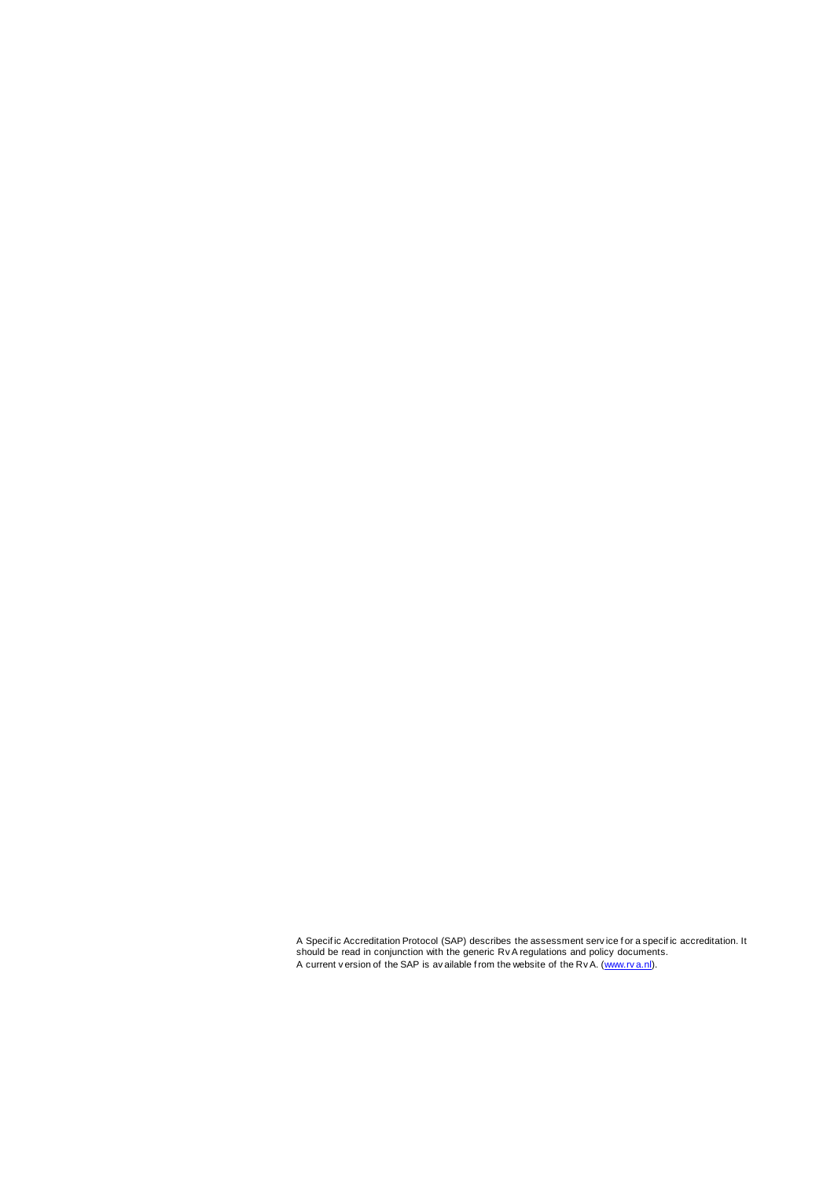A Specific Accreditation Protocol (SAP) describes the assessment service for a specific accreditation. It should be read in conjunction with the generic RvA regulations and policy documents.
A current version of the SAP is available from the website of the RvA. ([www.rva.nl](http://www.rva.nl)).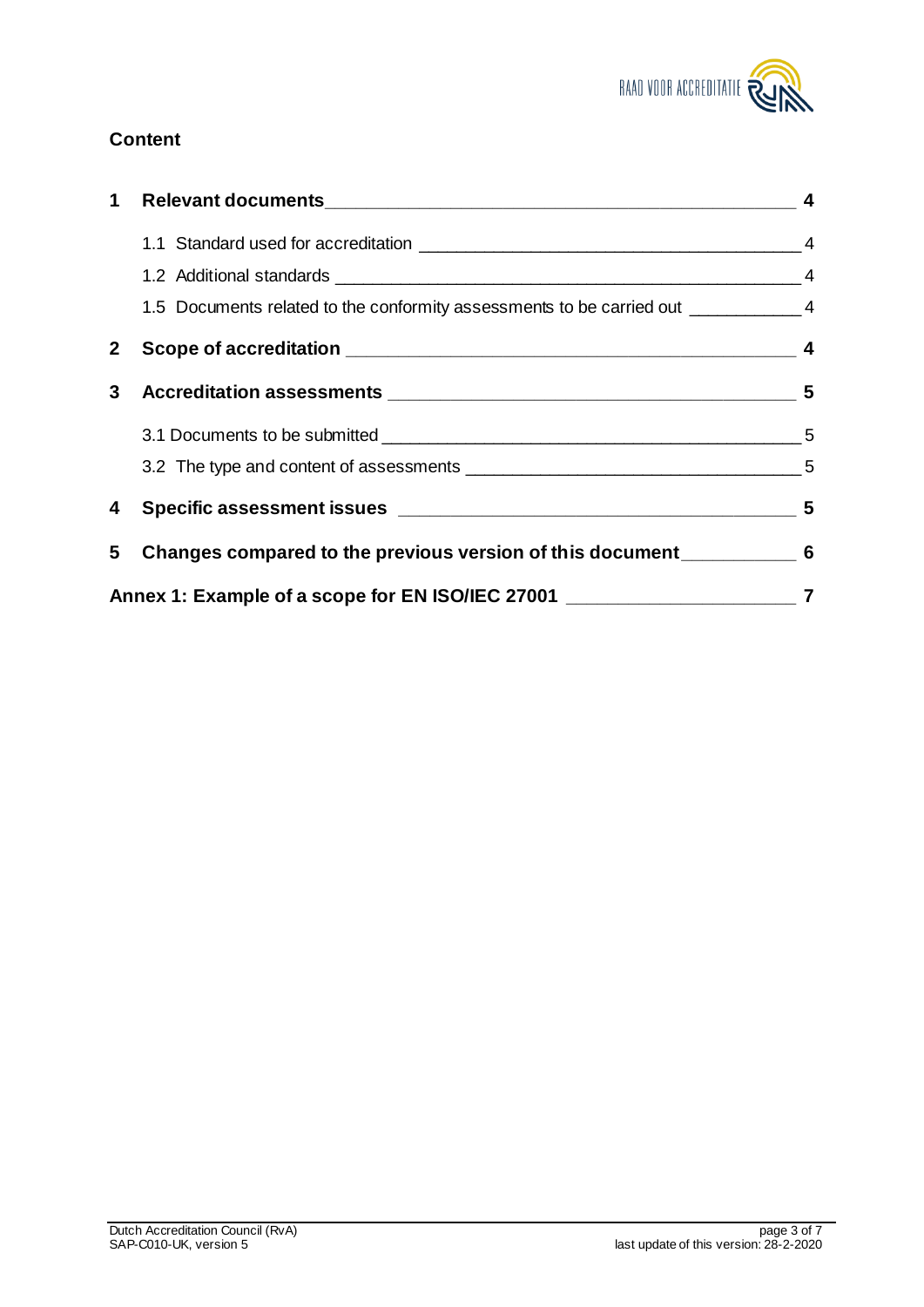## Content

**1 Relevant documents** **4**

1.1 Standard used for accreditation 4

1.2 Additional standards 4

1.5 Documents related to the conformity assessments to be carried out 4

**2 Scope of accreditation** **4**

**3 Accreditation assessments** **5**

3.1 Documents to be submitted 5

3.2 The type and content of assessments 5

**4 Specific assessment issues** **5**

**5 Changes compared to the previous version of this document** **6**

**Annex 1: Example of a scope for EN ISO/IEC 27001** **7**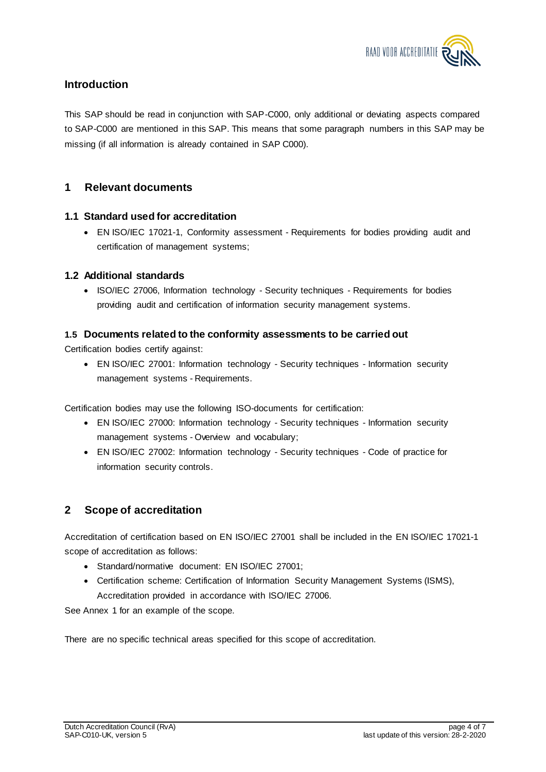## Introduction

This SAP should be read in conjunction with SAP-C000, only additional or deviating aspects compared to SAP-C000 are mentioned in this SAP. This means that some paragraph numbers in this SAP may be missing (if all information is already contained in SAP C000).

## 1 Relevant documents

### 1.1 Standard used for accreditation

- EN ISO/IEC 17021-1, Conformity assessment - Requirements for bodies providing audit and certification of management systems;

### 1.2 Additional standards

- ISO/IEC 27006, Information technology - Security techniques - Requirements for bodies providing audit and certification of information security management systems.

### 1.5 Documents related to the conformity assessments to be carried out

Certification bodies certify against:

- EN ISO/IEC 27001: Information technology - Security techniques - Information security management systems - Requirements.

Certification bodies may use the following ISO-documents for certification:

- EN ISO/IEC 27000: Information technology - Security techniques - Information security management systems - Overview and vocabulary;
- EN ISO/IEC 27002: Information technology - Security techniques - Code of practice for information security controls.

## 2 Scope of accreditation

Accreditation of certification based on EN ISO/IEC 27001 shall be included in the EN ISO/IEC 17021-1 scope of accreditation as follows:

- Standard/normative document: EN ISO/IEC 27001;
- Certification scheme: Certification of Information Security Management Systems (ISMS), Accreditation provided in accordance with ISO/IEC 27006.

See Annex 1 for an example of the scope.

There are no specific technical areas specified for this scope of accreditation.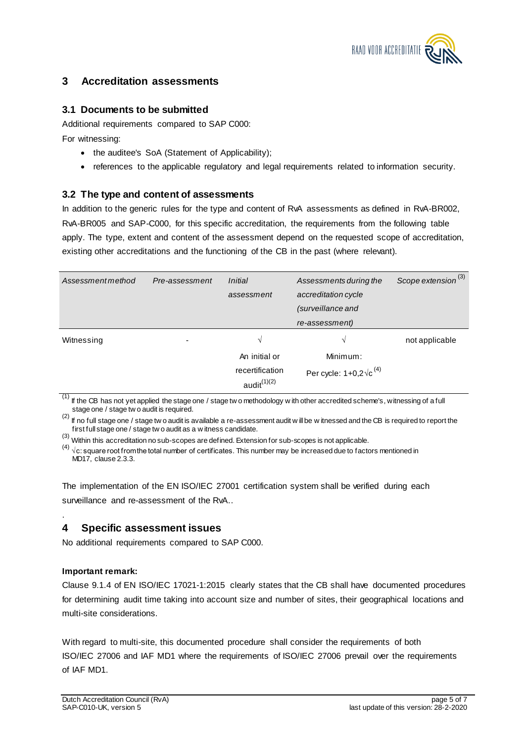## 3 Accreditation assessments

### 3.1 Documents to be submitted

Additional requirements compared to SAP C000:

For witnessing:

- the auditee's SoA (Statement of Applicability);
- references to the applicable regulatory and legal requirements related to information security.

### 3.2 The type and content of assessments

In addition to the generic rules for the type and content of RvA assessments as defined in RvA-BR002, RvA-BR005 and SAP-C000, for this specific accreditation, the requirements from the following table apply. The type, extent and content of the assessment depend on the requested scope of accreditation, existing other accreditations and the functioning of the CB in the past (where relevant).

| *Assessment method* | *Pre-assessment* | *Initial assessment* | *Assessments during the accreditation cycle (surveillance and re-assessment)* | *Scope extension* [3] |
|---|---|---|---|---|
| Witnessing | - | √ An initial or recertification audit[1][2] | √ Minimum: Per cycle: $1+0{,}2\sqrt{c}$ [4] | not applicable |

[1] If the CB has not yet applied the stage one / stage two methodology with other accredited scheme's, witnessing of a full stage one / stage two audit is required.

[2] If no full stage one / stage two audit is available a re-assessment audit will be witnessed and the CB is required to report the first full stage one / stage two audit as a witness candidate.

[3] Within this accreditation no sub-scopes are defined. Extension for sub-scopes is not applicable.

[4] √c: square root from the total number of certificates. This number may be increased due to factors mentioned in MD17, clause 2.3.3.

The implementation of the EN ISO/IEC 27001 certification system shall be verified during each surveillance and re-assessment of the RvA..

## 4 Specific assessment issues

No additional requirements compared to SAP C000.

**Important remark:**

Clause 9.1.4 of EN ISO/IEC 17021-1:2015 clearly states that the CB shall have documented procedures for determining audit time taking into account size and number of sites, their geographical locations and multi-site considerations.

With regard to multi-site, this documented procedure shall consider the requirements of both ISO/IEC 27006 and IAF MD1 where the requirements of ISO/IEC 27006 prevail over the requirements of IAF MD1.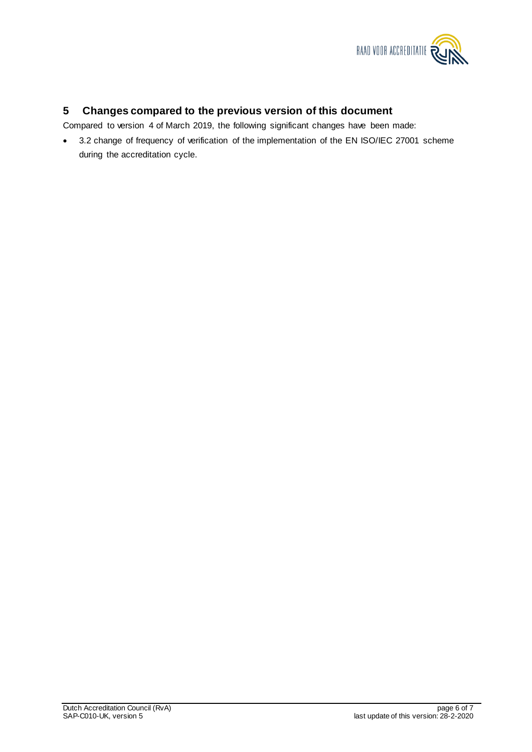## 5 Changes compared to the previous version of this document

Compared to version 4 of March 2019, the following significant changes have been made:

- 3.2 change of frequency of verification of the implementation of the EN ISO/IEC 27001 scheme during the accreditation cycle.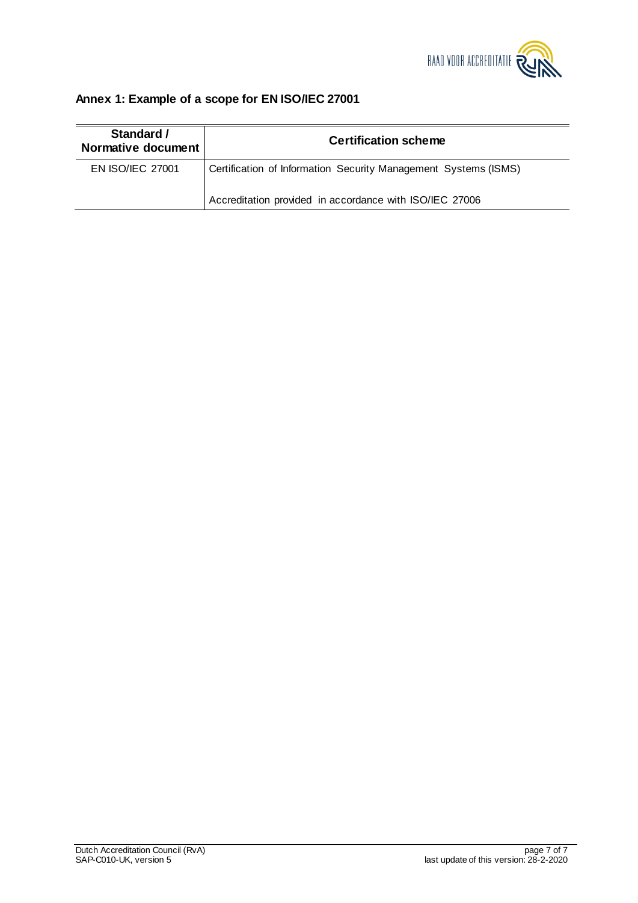## Annex 1: Example of a scope for EN ISO/IEC 27001

| Standard / Normative document | Certification scheme |
|---|---|
| EN ISO/IEC 27001 | Certification of Information Security Management Systems (ISMS)<br><br>Accreditation provided in accordance with ISO/IEC 27006 |